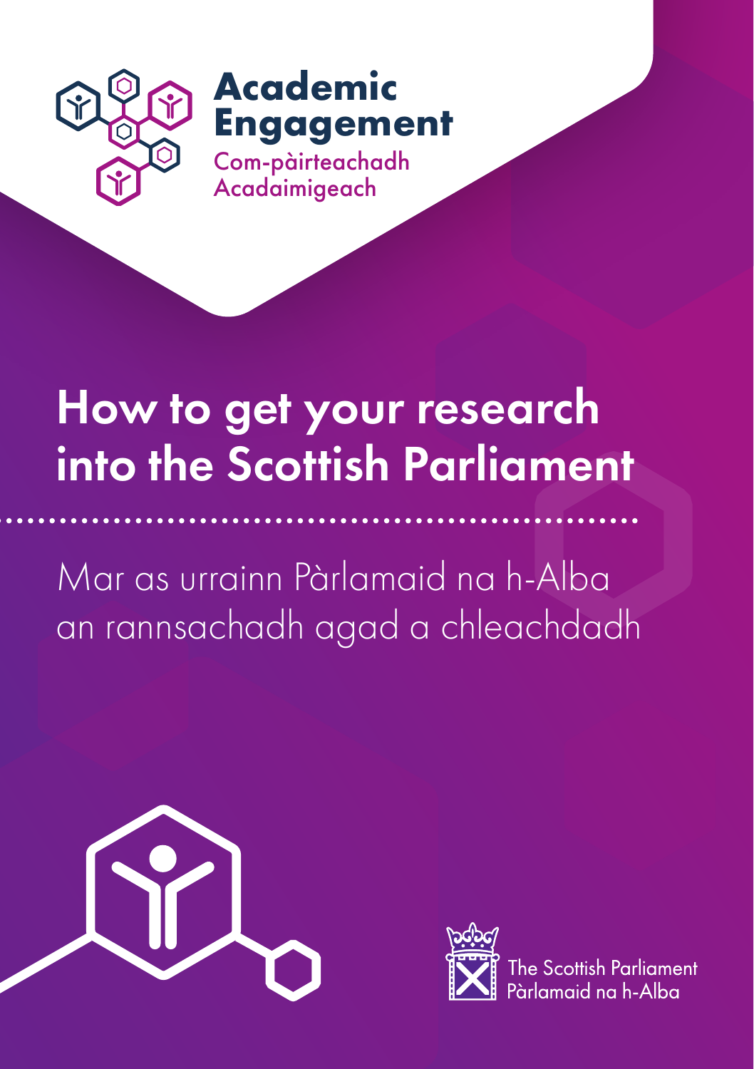**Academic Engagement**

Com-pàirteachadh Acadaimigeach

# How to get your research into the Scottish Parliament

Mar as urrainn Pàrlamaid na h-Alba an rannsachadh agad a chleachdadh

The Scottish Parliament
Pàrlamaid na h-Alba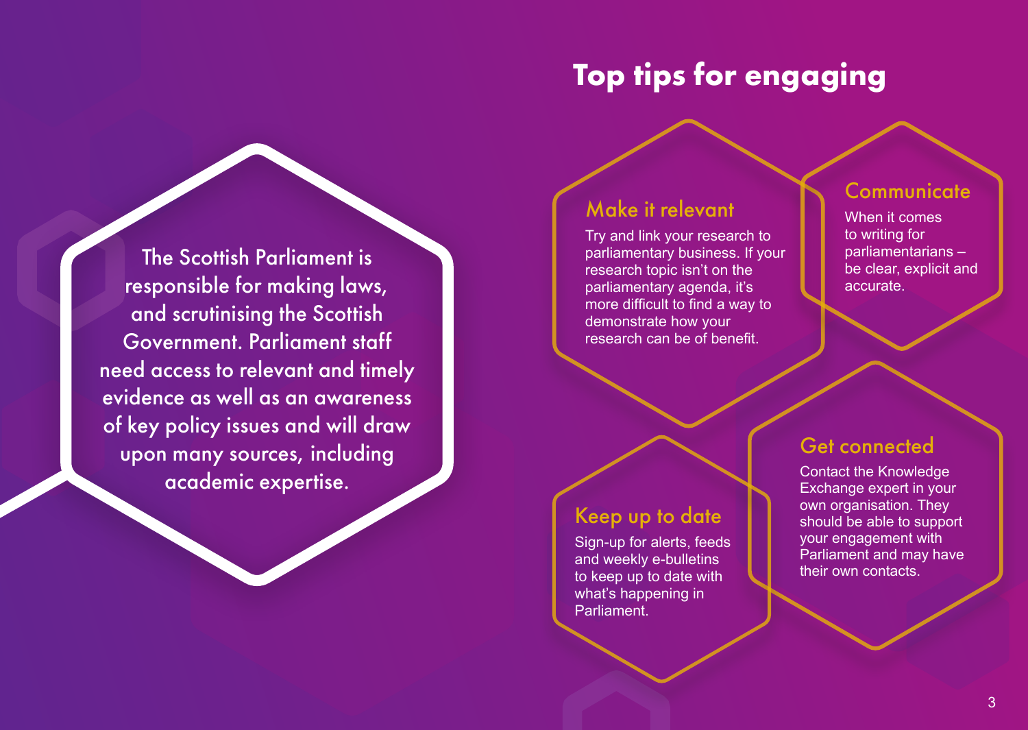The Scottish Parliament is responsible for making laws, and scrutinising the Scottish Government. Parliament staff need access to relevant and timely evidence as well as an awareness of key policy issues and will draw upon many sources, including academic expertise.

# Top tips for engaging

## Make it relevant

Try and link your research to parliamentary business. If your research topic isn't on the parliamentary agenda, it's more difficult to find a way to demonstrate how your research can be of benefit.

## Communicate

When it comes to writing for parliamentarians – be clear, explicit and accurate.

## Keep up to date

Sign-up for alerts, feeds and weekly e-bulletins to keep up to date with what's happening in Parliament.

## Get connected

Contact the Knowledge Exchange expert in your own organisation. They should be able to support your engagement with Parliament and may have their own contacts.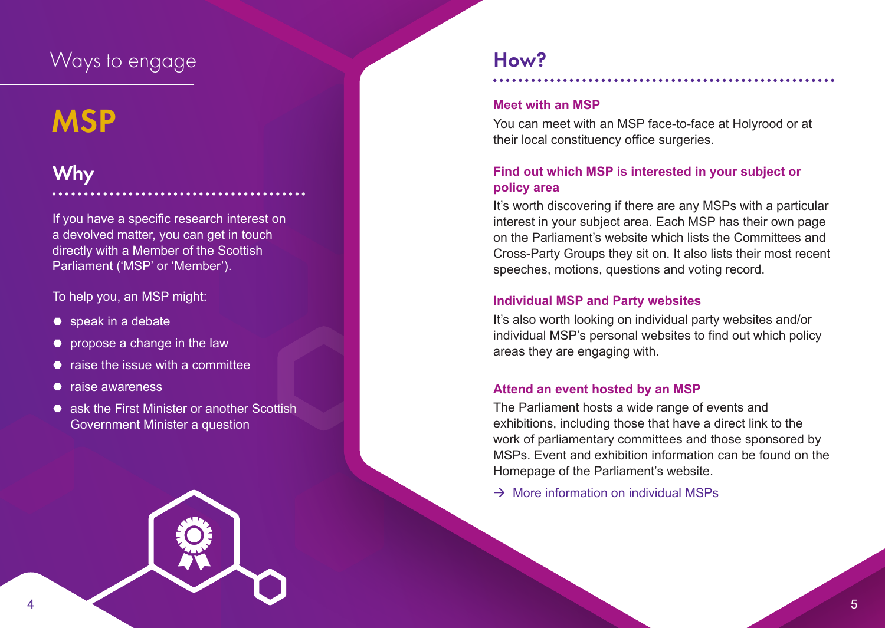Ways to engage

# MSP

## Why

If you have a specific research interest on a devolved matter, you can get in touch directly with a Member of the Scottish Parliament ('MSP' or 'Member').

To help you, an MSP might:

- speak in a debate
- propose a change in the law
- raise the issue with a committee
- raise awareness
- ask the First Minister or another Scottish Government Minister a question

## How?

### Meet with an MSP

You can meet with an MSP face-to-face at Holyrood or at their local constituency office surgeries.

### Find out which MSP is interested in your subject or policy area

It's worth discovering if there are any MSPs with a particular interest in your subject area. Each MSP has their own page on the Parliament's website which lists the Committees and Cross-Party Groups they sit on. It also lists their most recent speeches, motions, questions and voting record.

### Individual MSP and Party websites

It's also worth looking on individual party websites and/or individual MSP's personal websites to find out which policy areas they are engaging with.

### Attend an event hosted by an MSP

The Parliament hosts a wide range of events and exhibitions, including those that have a direct link to the work of parliamentary committees and those sponsored by MSPs. Event and exhibition information can be found on the Homepage of the Parliament's website.

→ More information on individual MSPs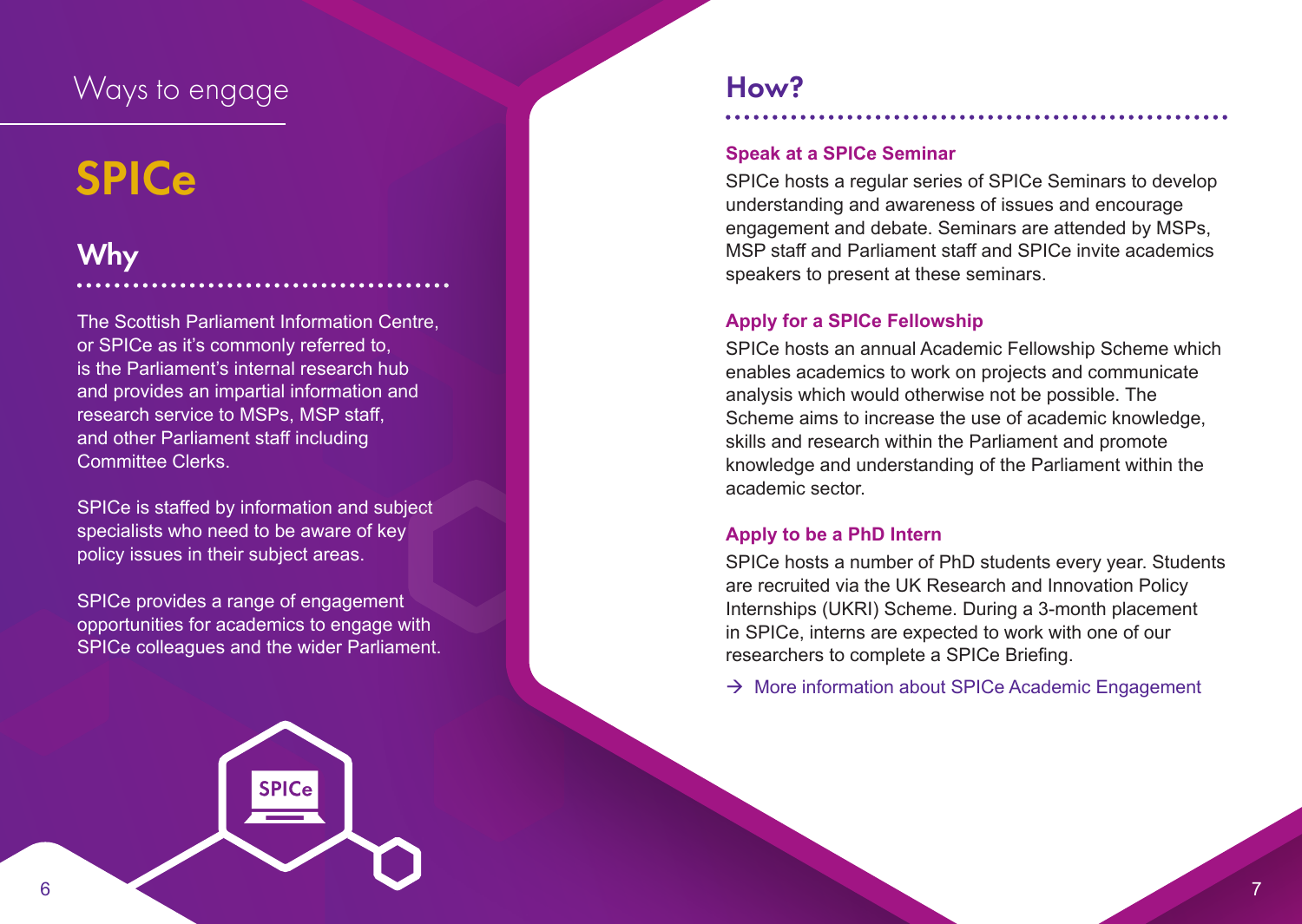Ways to engage

# SPICe

## Why

The Scottish Parliament Information Centre, or SPICe as it's commonly referred to, is the Parliament's internal research hub and provides an impartial information and research service to MSPs, MSP staff, and other Parliament staff including Committee Clerks.

SPICe is staffed by information and subject specialists who need to be aware of key policy issues in their subject areas.

SPICe provides a range of engagement opportunities for academics to engage with SPICe colleagues and the wider Parliament.

## How?

### Speak at a SPICe Seminar

SPICe hosts a regular series of SPICe Seminars to develop understanding and awareness of issues and encourage engagement and debate. Seminars are attended by MSPs, MSP staff and Parliament staff and SPICe invite academics speakers to present at these seminars.

### Apply for a SPICe Fellowship

SPICe hosts an annual Academic Fellowship Scheme which enables academics to work on projects and communicate analysis which would otherwise not be possible. The Scheme aims to increase the use of academic knowledge, skills and research within the Parliament and promote knowledge and understanding of the Parliament within the academic sector.

### Apply to be a PhD Intern

SPICe hosts a number of PhD students every year. Students are recruited via the UK Research and Innovation Policy Internships (UKRI) Scheme. During a 3-month placement in SPICe, interns are expected to work with one of our researchers to complete a SPICe Briefing.

→ More information about SPICe Academic Engagement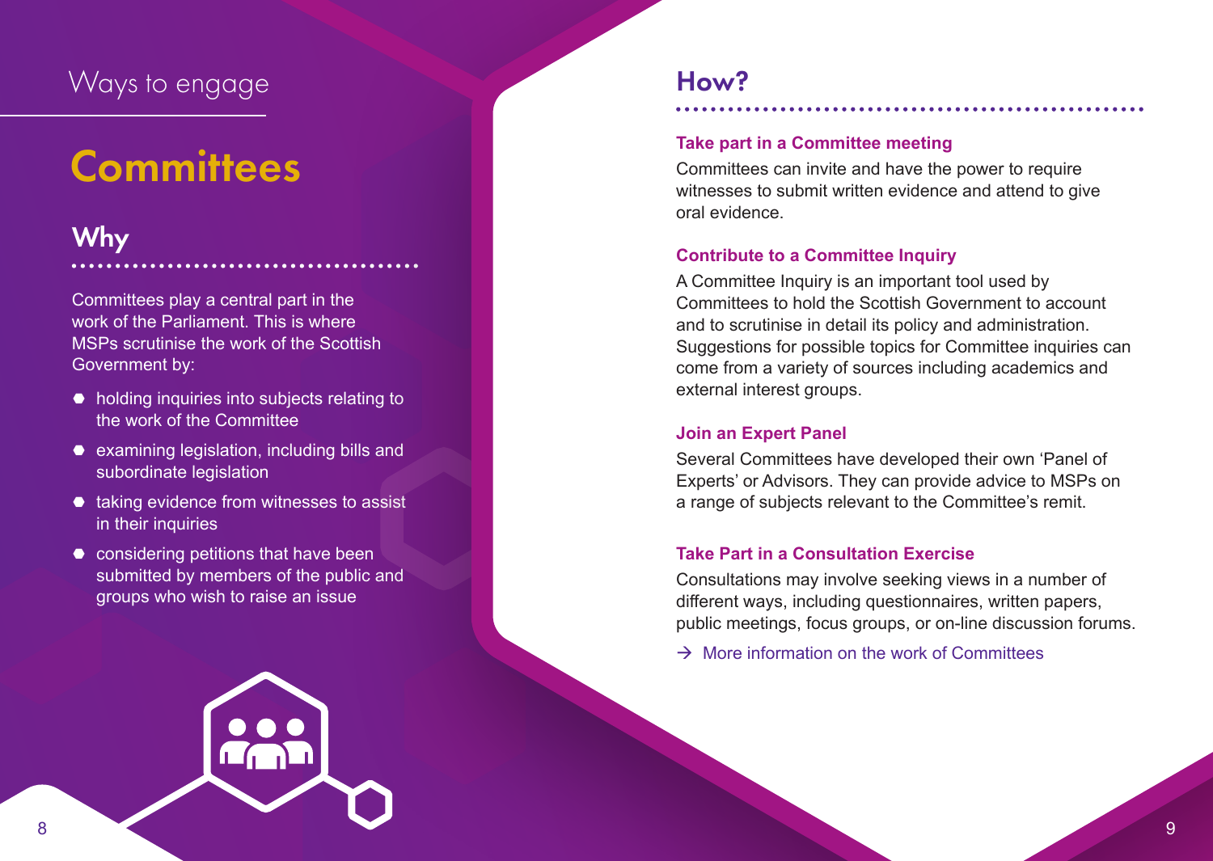Ways to engage

# Committees

## Why

Committees play a central part in the work of the Parliament. This is where MSPs scrutinise the work of the Scottish Government by:

- holding inquiries into subjects relating to the work of the Committee
- examining legislation, including bills and subordinate legislation
- taking evidence from witnesses to assist in their inquiries
- considering petitions that have been submitted by members of the public and groups who wish to raise an issue

## How?

### Take part in a Committee meeting

Committees can invite and have the power to require witnesses to submit written evidence and attend to give oral evidence.

### Contribute to a Committee Inquiry

A Committee Inquiry is an important tool used by Committees to hold the Scottish Government to account and to scrutinise in detail its policy and administration. Suggestions for possible topics for Committee inquiries can come from a variety of sources including academics and external interest groups.

### Join an Expert Panel

Several Committees have developed their own 'Panel of Experts' or Advisors. They can provide advice to MSPs on a range of subjects relevant to the Committee's remit.

### Take Part in a Consultation Exercise

Consultations may involve seeking views in a number of different ways, including questionnaires, written papers, public meetings, focus groups, or on-line discussion forums.

→ More information on the work of Committees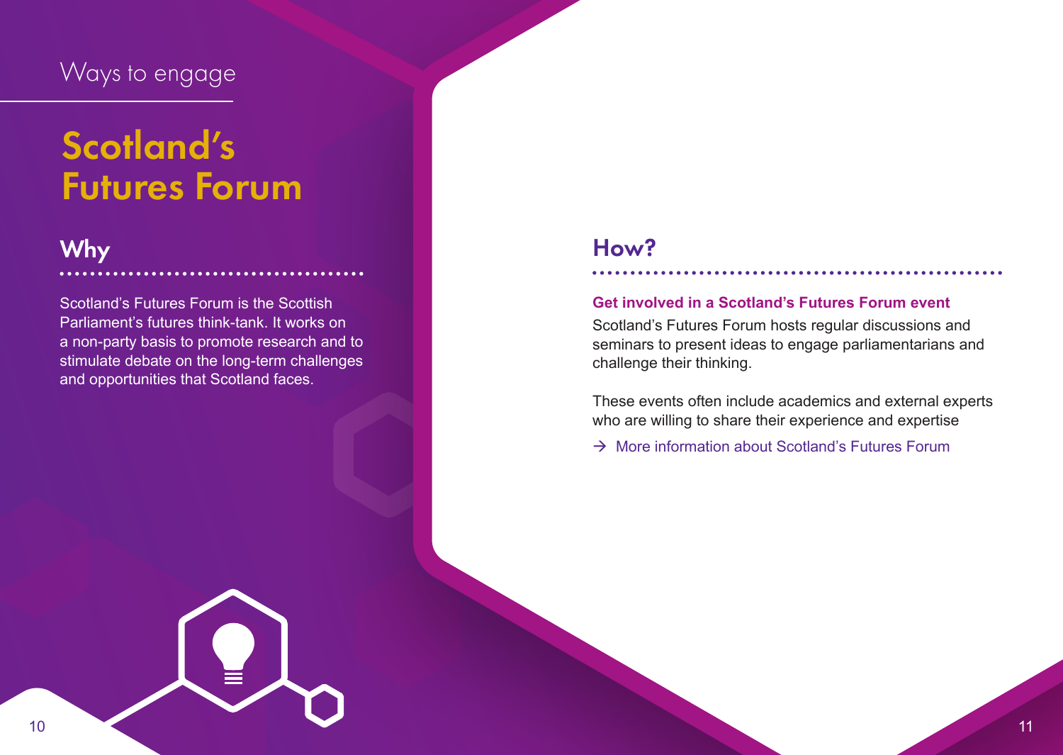Ways to engage

# Scotland's Futures Forum

## Why

Scotland's Futures Forum is the Scottish Parliament's futures think-tank. It works on a non-party basis to promote research and to stimulate debate on the long-term challenges and opportunities that Scotland faces.

## How?

### Get involved in a Scotland's Futures Forum event

Scotland's Futures Forum hosts regular discussions and seminars to present ideas to engage parliamentarians and challenge their thinking.

These events often include academics and external experts who are willing to share their experience and expertise

→ More information about Scotland's Futures Forum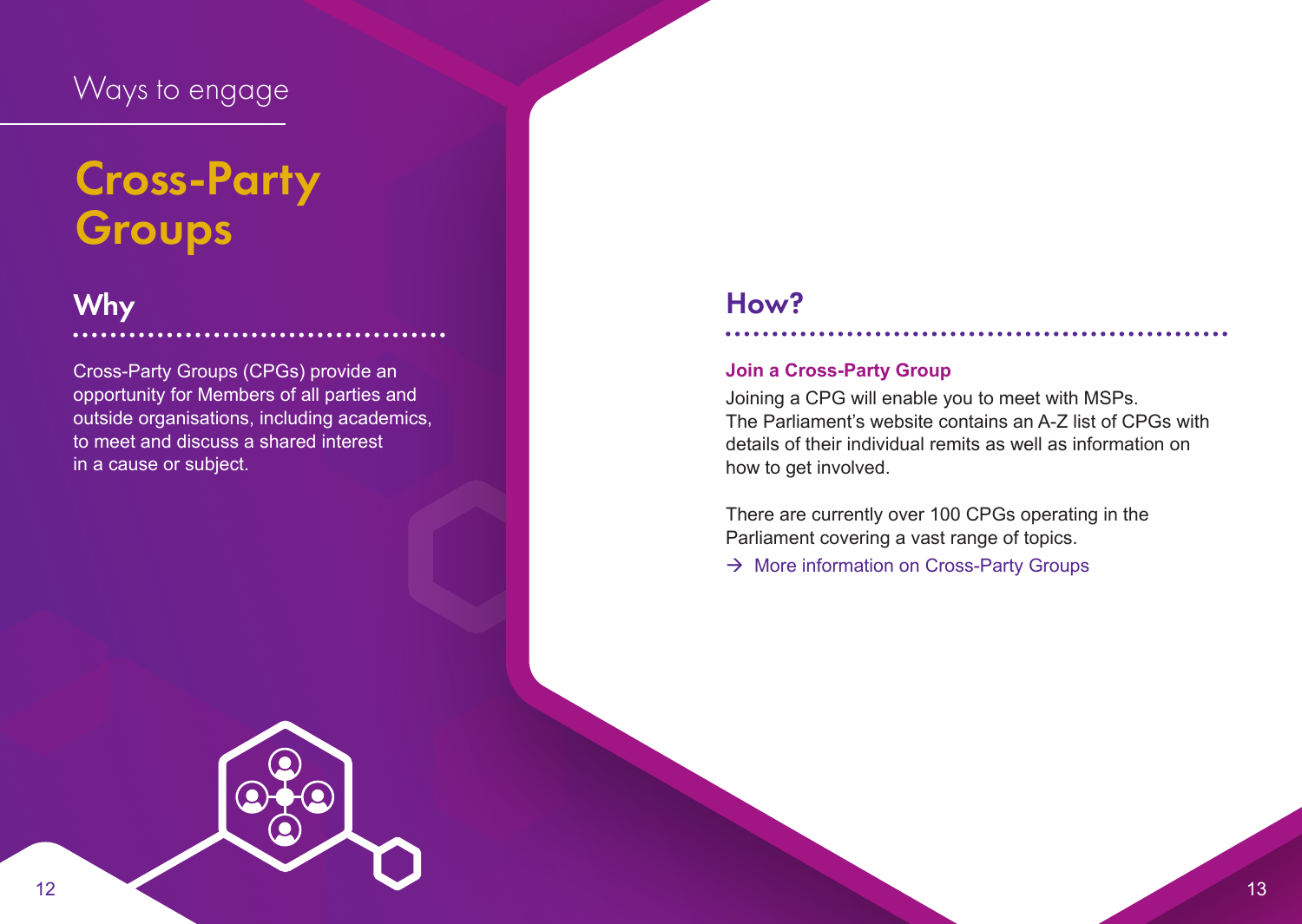Ways to engage

# Cross-Party Groups

## Why

Cross-Party Groups (CPGs) provide an opportunity for Members of all parties and outside organisations, including academics, to meet and discuss a shared interest in a cause or subject.

## How?

### Join a Cross-Party Group

Joining a CPG will enable you to meet with MSPs. The Parliament's website contains an A-Z list of CPGs with details of their individual remits as well as information on how to get involved.

There are currently over 100 CPGs operating in the Parliament covering a vast range of topics.

→ More information on Cross-Party Groups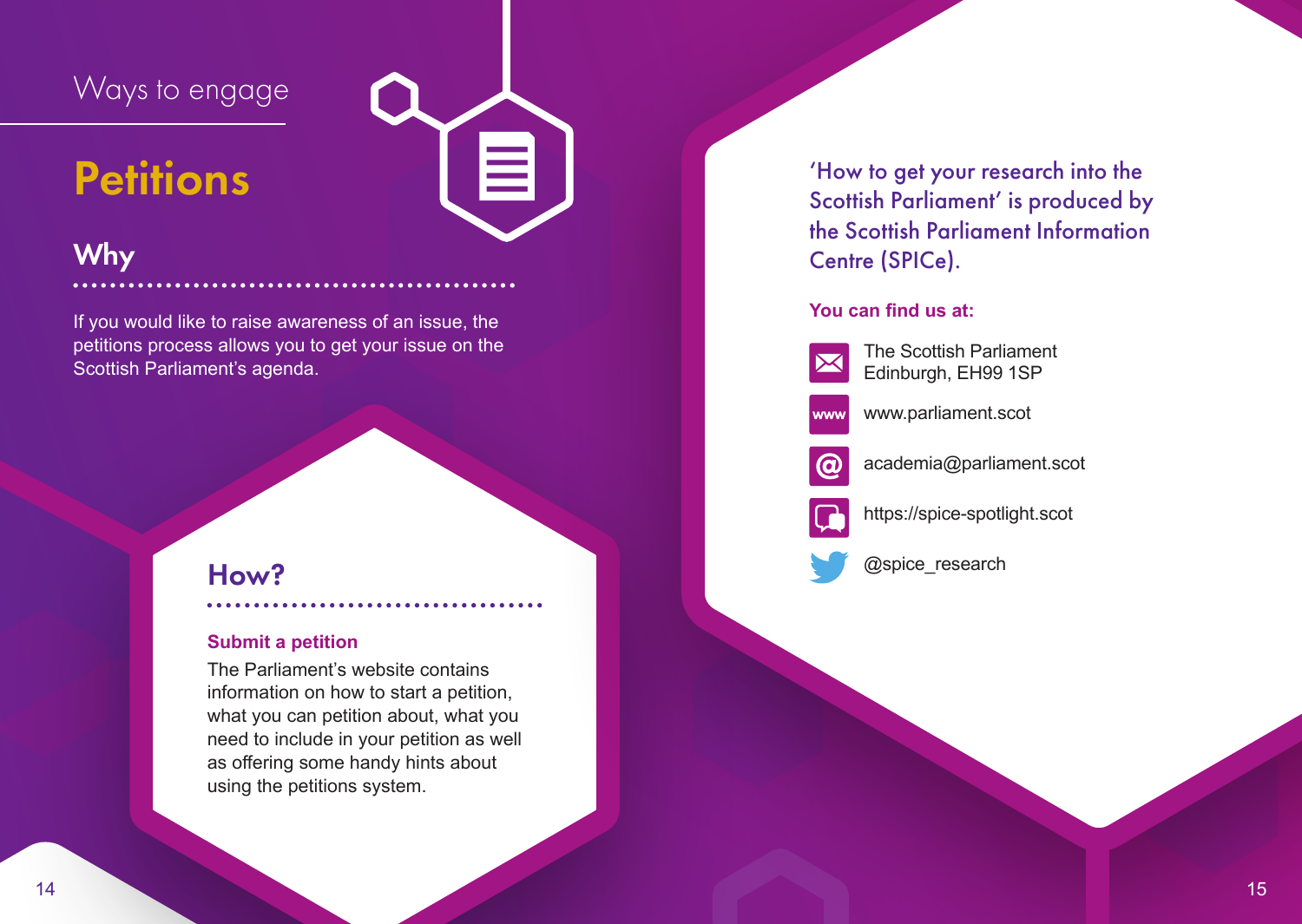Ways to engage

# Petitions

## Why

If you would like to raise awareness of an issue, the petitions process allows you to get your issue on the Scottish Parliament's agenda.

## How?

**Submit a petition**

The Parliament's website contains information on how to start a petition, what you can petition about, what you need to include in your petition as well as offering some handy hints about using the petitions system.

'How to get your research into the Scottish Parliament' is produced by the Scottish Parliament Information Centre (SPICe).

**You can find us at:**

The Scottish Parliament
Edinburgh, EH99 1SP

www.parliament.scot

academia@parliament.scot

https://spice-spotlight.scot

@spice_research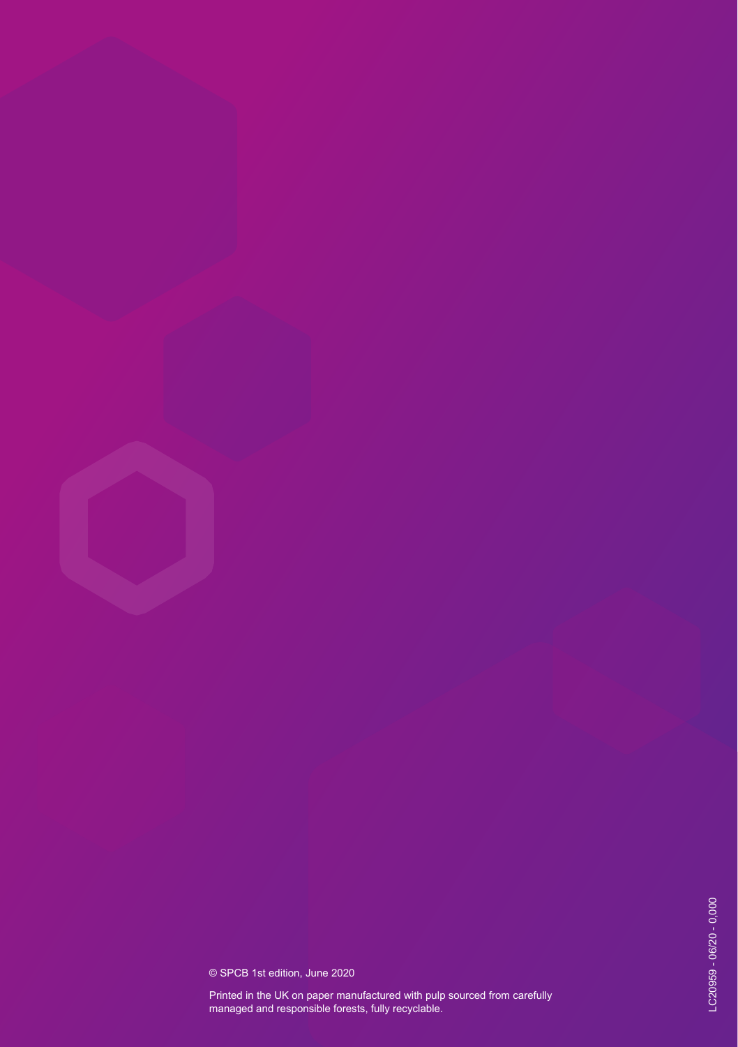© SPCB 1st edition, June 2020

Printed in the UK on paper manufactured with pulp sourced from carefully managed and responsible forests, fully recyclable.

LC20959 - 06/20 - 0,000